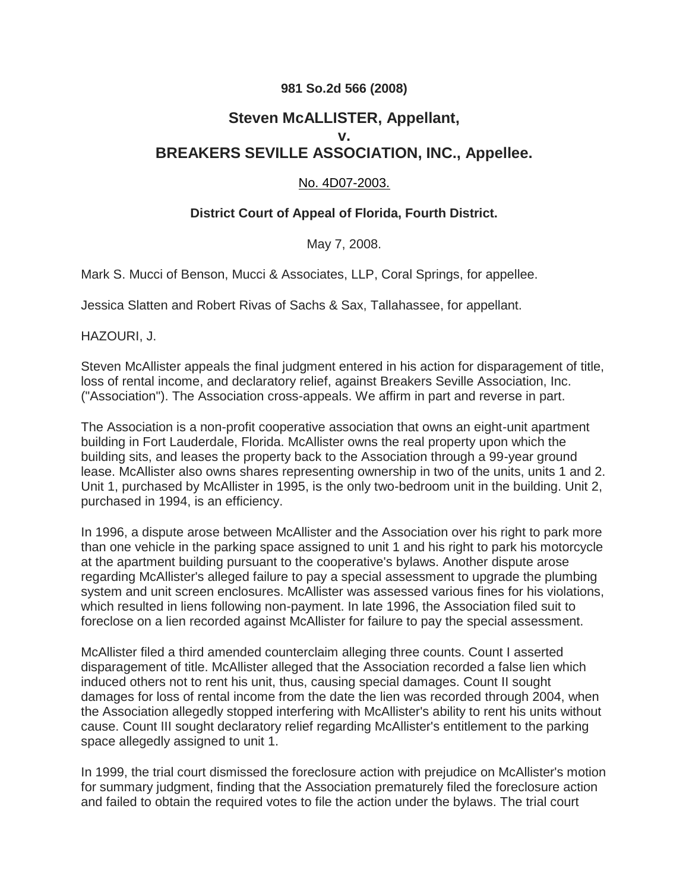**981 So.2d 566 (2008)**

# Steven McALLISTER, Appellant,
# v.
# BREAKERS SEVILLE ASSOCIATION, INC., Appellee.

No. 4D07-2003.

**District Court of Appeal of Florida, Fourth District.**

May 7, 2008.

Mark S. Mucci of Benson, Mucci & Associates, LLP, Coral Springs, for appellee.

Jessica Slatten and Robert Rivas of Sachs & Sax, Tallahassee, for appellant.

HAZOURI, J.

Steven McAllister appeals the final judgment entered in his action for disparagement of title, loss of rental income, and declaratory relief, against Breakers Seville Association, Inc. ("Association"). The Association cross-appeals. We affirm in part and reverse in part.

The Association is a non-profit cooperative association that owns an eight-unit apartment building in Fort Lauderdale, Florida. McAllister owns the real property upon which the building sits, and leases the property back to the Association through a 99-year ground lease. McAllister also owns shares representing ownership in two of the units, units 1 and 2. Unit 1, purchased by McAllister in 1995, is the only two-bedroom unit in the building. Unit 2, purchased in 1994, is an efficiency.

In 1996, a dispute arose between McAllister and the Association over his right to park more than one vehicle in the parking space assigned to unit 1 and his right to park his motorcycle at the apartment building pursuant to the cooperative's bylaws. Another dispute arose regarding McAllister's alleged failure to pay a special assessment to upgrade the plumbing system and unit screen enclosures. McAllister was assessed various fines for his violations, which resulted in liens following non-payment. In late 1996, the Association filed suit to foreclose on a lien recorded against McAllister for failure to pay the special assessment.

McAllister filed a third amended counterclaim alleging three counts. Count I asserted disparagement of title. McAllister alleged that the Association recorded a false lien which induced others not to rent his unit, thus, causing special damages. Count II sought damages for loss of rental income from the date the lien was recorded through 2004, when the Association allegedly stopped interfering with McAllister's ability to rent his units without cause. Count III sought declaratory relief regarding McAllister's entitlement to the parking space allegedly assigned to unit 1.

In 1999, the trial court dismissed the foreclosure action with prejudice on McAllister's motion for summary judgment, finding that the Association prematurely filed the foreclosure action and failed to obtain the required votes to file the action under the bylaws. The trial court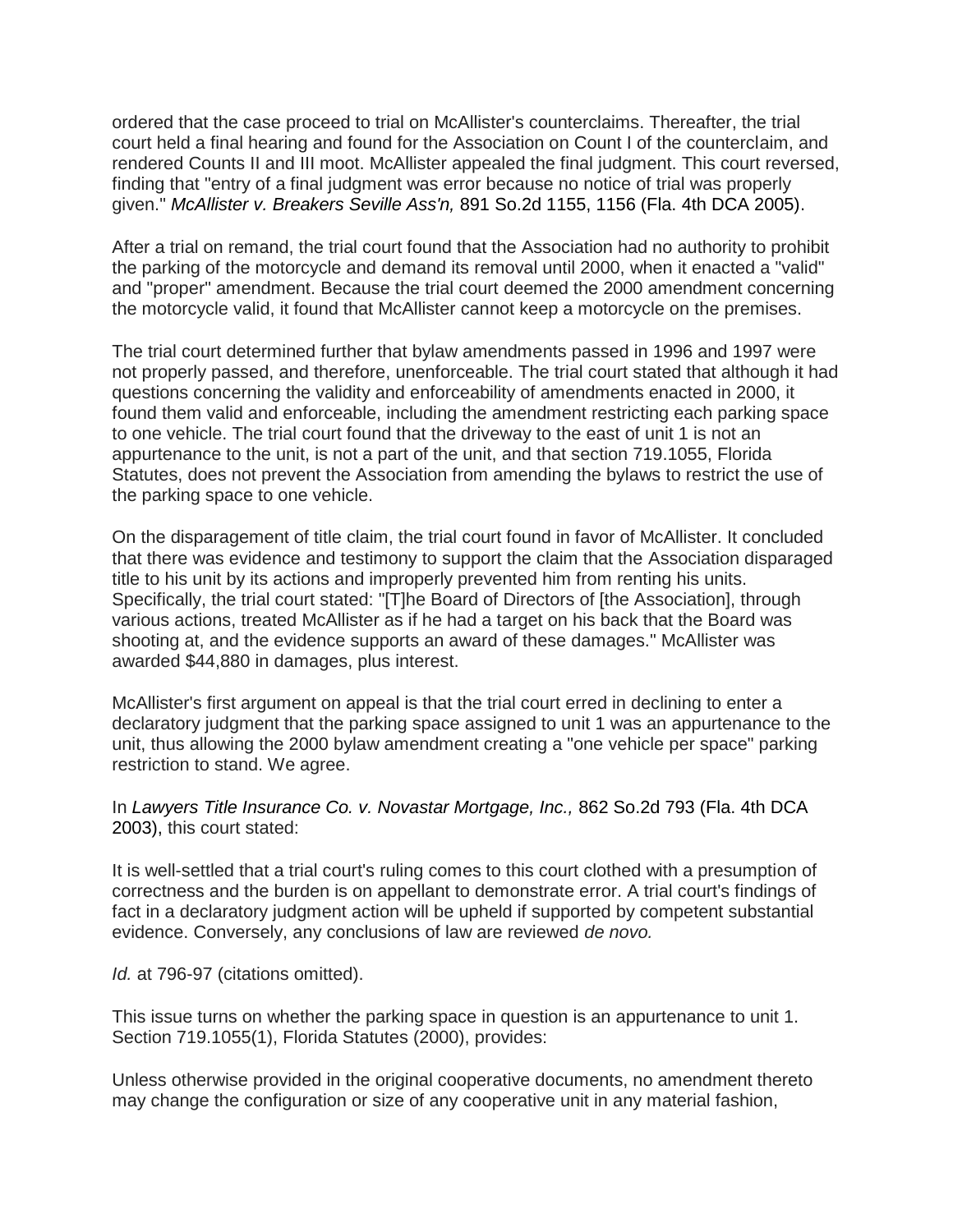ordered that the case proceed to trial on McAllister's counterclaims. Thereafter, the trial court held a final hearing and found for the Association on Count I of the counterclaim, and rendered Counts II and III moot. McAllister appealed the final judgment. This court reversed, finding that "entry of a final judgment was error because no notice of trial was properly given." *McAllister v. Breakers Seville Ass'n,* 891 So.2d 1155, 1156 (Fla. 4th DCA 2005).

After a trial on remand, the trial court found that the Association had no authority to prohibit the parking of the motorcycle and demand its removal until 2000, when it enacted a "valid" and "proper" amendment. Because the trial court deemed the 2000 amendment concerning the motorcycle valid, it found that McAllister cannot keep a motorcycle on the premises.

The trial court determined further that bylaw amendments passed in 1996 and 1997 were not properly passed, and therefore, unenforceable. The trial court stated that although it had questions concerning the validity and enforceability of amendments enacted in 2000, it found them valid and enforceable, including the amendment restricting each parking space to one vehicle. The trial court found that the driveway to the east of unit 1 is not an appurtenance to the unit, is not a part of the unit, and that section 719.1055, Florida Statutes, does not prevent the Association from amending the bylaws to restrict the use of the parking space to one vehicle.

On the disparagement of title claim, the trial court found in favor of McAllister. It concluded that there was evidence and testimony to support the claim that the Association disparaged title to his unit by its actions and improperly prevented him from renting his units. Specifically, the trial court stated: "[T]he Board of Directors of [the Association], through various actions, treated McAllister as if he had a target on his back that the Board was shooting at, and the evidence supports an award of these damages." McAllister was awarded $44,880 in damages, plus interest.

McAllister's first argument on appeal is that the trial court erred in declining to enter a declaratory judgment that the parking space assigned to unit 1 was an appurtenance to the unit, thus allowing the 2000 bylaw amendment creating a "one vehicle per space" parking restriction to stand. We agree.

In *Lawyers Title Insurance Co. v. Novastar Mortgage, Inc.,* 862 So.2d 793 (Fla. 4th DCA 2003), this court stated:

It is well-settled that a trial court's ruling comes to this court clothed with a presumption of correctness and the burden is on appellant to demonstrate error. A trial court's findings of fact in a declaratory judgment action will be upheld if supported by competent substantial evidence. Conversely, any conclusions of law are reviewed *de novo.*

*Id.* at 796-97 (citations omitted).

This issue turns on whether the parking space in question is an appurtenance to unit 1. Section 719.1055(1), Florida Statutes (2000), provides:

Unless otherwise provided in the original cooperative documents, no amendment thereto may change the configuration or size of any cooperative unit in any material fashion,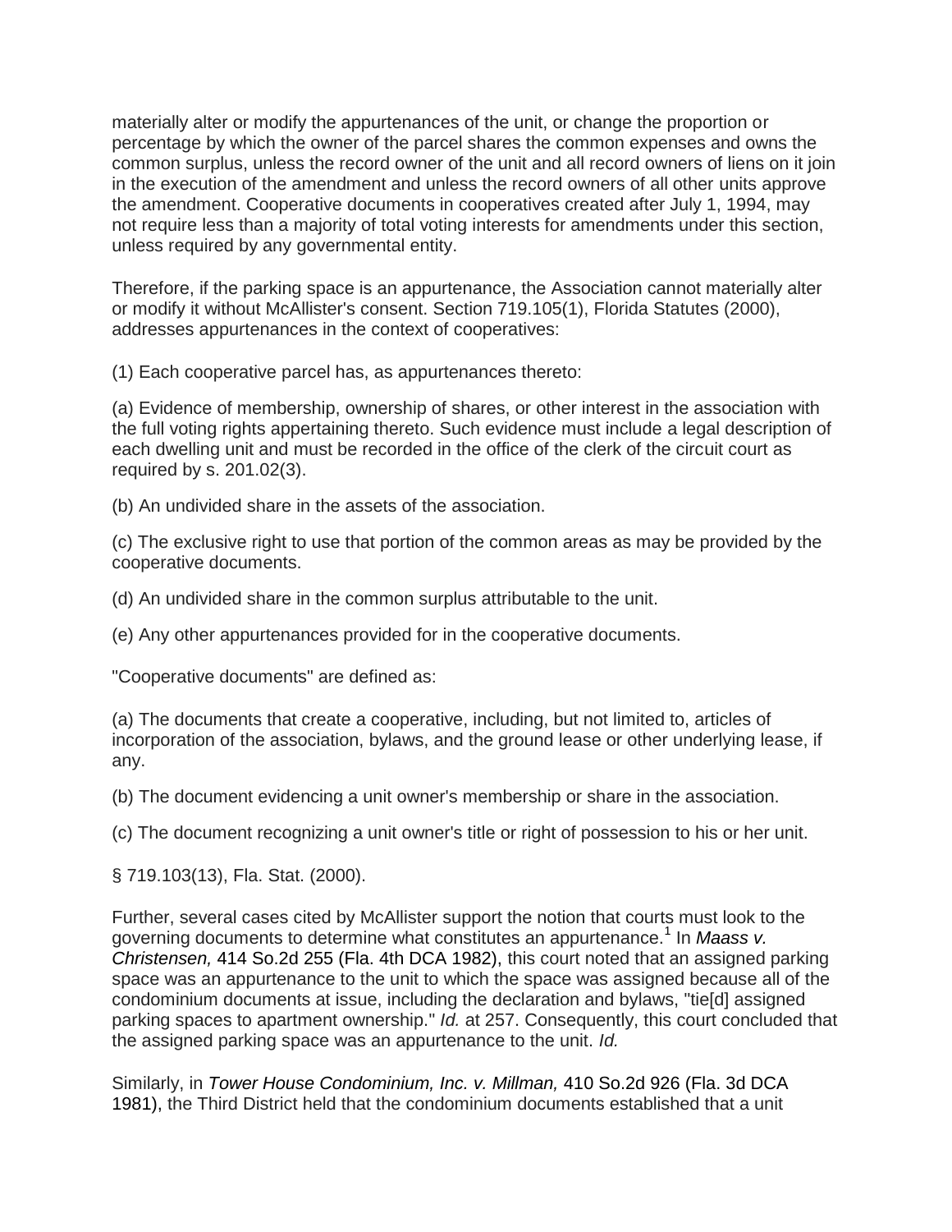materially alter or modify the appurtenances of the unit, or change the proportion or percentage by which the owner of the parcel shares the common expenses and owns the common surplus, unless the record owner of the unit and all record owners of liens on it join in the execution of the amendment and unless the record owners of all other units approve the amendment. Cooperative documents in cooperatives created after July 1, 1994, may not require less than a majority of total voting interests for amendments under this section, unless required by any governmental entity.

Therefore, if the parking space is an appurtenance, the Association cannot materially alter or modify it without McAllister's consent. Section 719.105(1), Florida Statutes (2000), addresses appurtenances in the context of cooperatives:

(1) Each cooperative parcel has, as appurtenances thereto:

(a) Evidence of membership, ownership of shares, or other interest in the association with the full voting rights appertaining thereto. Such evidence must include a legal description of each dwelling unit and must be recorded in the office of the clerk of the circuit court as required by s. 201.02(3).

(b) An undivided share in the assets of the association.

(c) The exclusive right to use that portion of the common areas as may be provided by the cooperative documents.

(d) An undivided share in the common surplus attributable to the unit.

(e) Any other appurtenances provided for in the cooperative documents.

"Cooperative documents" are defined as:

(a) The documents that create a cooperative, including, but not limited to, articles of incorporation of the association, bylaws, and the ground lease or other underlying lease, if any.

(b) The document evidencing a unit owner's membership or share in the association.

(c) The document recognizing a unit owner's title or right of possession to his or her unit.

§ 719.103(13), Fla. Stat. (2000).

Further, several cases cited by McAllister support the notion that courts must look to the governing documents to determine what constitutes an appurtenance.[1] In *Maass v. Christensen,* 414 So.2d 255 (Fla. 4th DCA 1982), this court noted that an assigned parking space was an appurtenance to the unit to which the space was assigned because all of the condominium documents at issue, including the declaration and bylaws, "tie[d] assigned parking spaces to apartment ownership." *Id.* at 257. Consequently, this court concluded that the assigned parking space was an appurtenance to the unit. *Id.*

Similarly, in *Tower House Condominium, Inc. v. Millman,* 410 So.2d 926 (Fla. 3d DCA 1981), the Third District held that the condominium documents established that a unit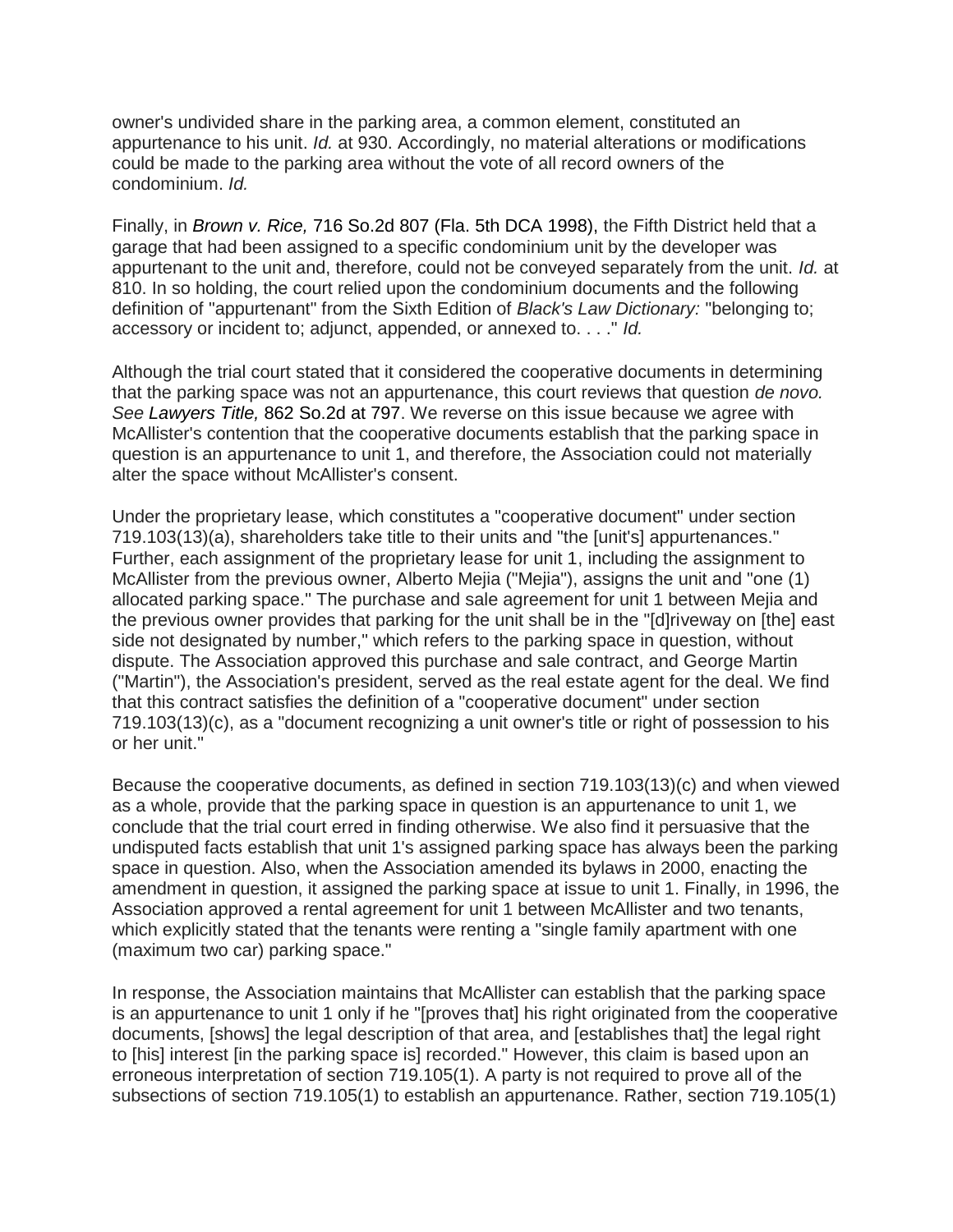owner's undivided share in the parking area, a common element, constituted an appurtenance to his unit. *Id.* at 930. Accordingly, no material alterations or modifications could be made to the parking area without the vote of all record owners of the condominium. *Id.*

Finally, in *Brown v. Rice,* 716 So.2d 807 (Fla. 5th DCA 1998), the Fifth District held that a garage that had been assigned to a specific condominium unit by the developer was appurtenant to the unit and, therefore, could not be conveyed separately from the unit. *Id.* at 810. In so holding, the court relied upon the condominium documents and the following definition of "appurtenant" from the Sixth Edition of *Black's Law Dictionary:* "belonging to; accessory or incident to; adjunct, appended, or annexed to. . . ." *Id.*

Although the trial court stated that it considered the cooperative documents in determining that the parking space was not an appurtenance, this court reviews that question *de novo. See Lawyers Title,* 862 So.2d at 797. We reverse on this issue because we agree with McAllister's contention that the cooperative documents establish that the parking space in question is an appurtenance to unit 1, and therefore, the Association could not materially alter the space without McAllister's consent.

Under the proprietary lease, which constitutes a "cooperative document" under section 719.103(13)(a), shareholders take title to their units and "the [unit's] appurtenances." Further, each assignment of the proprietary lease for unit 1, including the assignment to McAllister from the previous owner, Alberto Mejia ("Mejia"), assigns the unit and "one (1) allocated parking space." The purchase and sale agreement for unit 1 between Mejia and the previous owner provides that parking for the unit shall be in the "[d]riveway on [the] east side not designated by number," which refers to the parking space in question, without dispute. The Association approved this purchase and sale contract, and George Martin ("Martin"), the Association's president, served as the real estate agent for the deal. We find that this contract satisfies the definition of a "cooperative document" under section 719.103(13)(c), as a "document recognizing a unit owner's title or right of possession to his or her unit."

Because the cooperative documents, as defined in section 719.103(13)(c) and when viewed as a whole, provide that the parking space in question is an appurtenance to unit 1, we conclude that the trial court erred in finding otherwise. We also find it persuasive that the undisputed facts establish that unit 1's assigned parking space has always been the parking space in question. Also, when the Association amended its bylaws in 2000, enacting the amendment in question, it assigned the parking space at issue to unit 1. Finally, in 1996, the Association approved a rental agreement for unit 1 between McAllister and two tenants, which explicitly stated that the tenants were renting a "single family apartment with one (maximum two car) parking space."

In response, the Association maintains that McAllister can establish that the parking space is an appurtenance to unit 1 only if he "[proves that] his right originated from the cooperative documents, [shows] the legal description of that area, and [establishes that] the legal right to [his] interest [in the parking space is] recorded." However, this claim is based upon an erroneous interpretation of section 719.105(1). A party is not required to prove all of the subsections of section 719.105(1) to establish an appurtenance. Rather, section 719.105(1)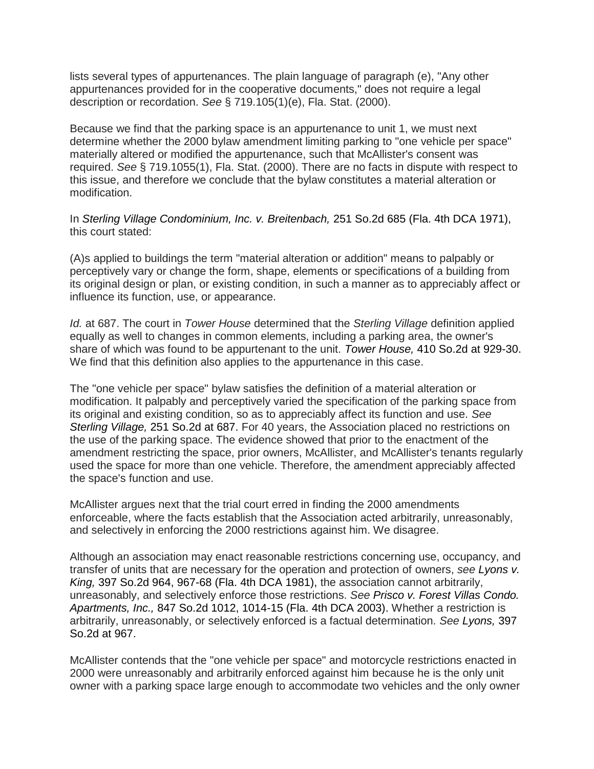lists several types of appurtenances. The plain language of paragraph (e), "Any other appurtenances provided for in the cooperative documents," does not require a legal description or recordation. *See* § 719.105(1)(e), Fla. Stat. (2000).

Because we find that the parking space is an appurtenance to unit 1, we must next determine whether the 2000 bylaw amendment limiting parking to "one vehicle per space" materially altered or modified the appurtenance, such that McAllister's consent was required. *See* § 719.1055(1), Fla. Stat. (2000). There are no facts in dispute with respect to this issue, and therefore we conclude that the bylaw constitutes a material alteration or modification.

In *Sterling Village Condominium, Inc. v. Breitenbach,* 251 So.2d 685 (Fla. 4th DCA 1971), this court stated:

(A)s applied to buildings the term "material alteration or addition" means to palpably or perceptively vary or change the form, shape, elements or specifications of a building from its original design or plan, or existing condition, in such a manner as to appreciably affect or influence its function, use, or appearance.

*Id.* at 687. The court in *Tower House* determined that the *Sterling Village* definition applied equally as well to changes in common elements, including a parking area, the owner's share of which was found to be appurtenant to the unit. *Tower House,* 410 So.2d at 929-30. We find that this definition also applies to the appurtenance in this case.

The "one vehicle per space" bylaw satisfies the definition of a material alteration or modification. It palpably and perceptively varied the specification of the parking space from its original and existing condition, so as to appreciably affect its function and use. *See Sterling Village,* 251 So.2d at 687. For 40 years, the Association placed no restrictions on the use of the parking space. The evidence showed that prior to the enactment of the amendment restricting the space, prior owners, McAllister, and McAllister's tenants regularly used the space for more than one vehicle. Therefore, the amendment appreciably affected the space's function and use.

McAllister argues next that the trial court erred in finding the 2000 amendments enforceable, where the facts establish that the Association acted arbitrarily, unreasonably, and selectively in enforcing the 2000 restrictions against him. We disagree.

Although an association may enact reasonable restrictions concerning use, occupancy, and transfer of units that are necessary for the operation and protection of owners, *see Lyons v. King,* 397 So.2d 964, 967-68 (Fla. 4th DCA 1981), the association cannot arbitrarily, unreasonably, and selectively enforce those restrictions. *See Prisco v. Forest Villas Condo. Apartments, Inc.,* 847 So.2d 1012, 1014-15 (Fla. 4th DCA 2003). Whether a restriction is arbitrarily, unreasonably, or selectively enforced is a factual determination. *See Lyons,* 397 So.2d at 967.

McAllister contends that the "one vehicle per space" and motorcycle restrictions enacted in 2000 were unreasonably and arbitrarily enforced against him because he is the only unit owner with a parking space large enough to accommodate two vehicles and the only owner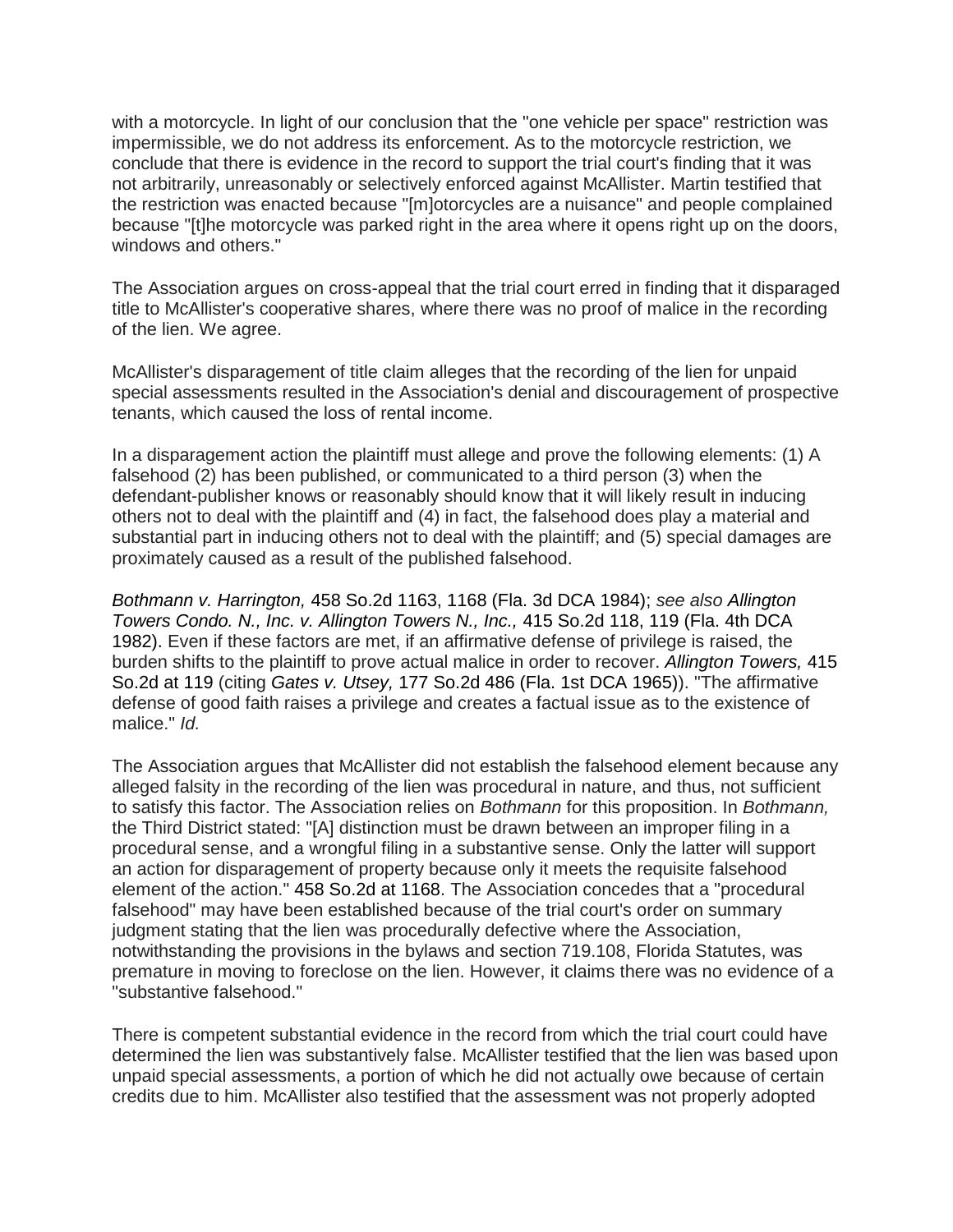with a motorcycle. In light of our conclusion that the "one vehicle per space" restriction was impermissible, we do not address its enforcement. As to the motorcycle restriction, we conclude that there is evidence in the record to support the trial court's finding that it was not arbitrarily, unreasonably or selectively enforced against McAllister. Martin testified that the restriction was enacted because "[m]otorcycles are a nuisance" and people complained because "[t]he motorcycle was parked right in the area where it opens right up on the doors, windows and others."

The Association argues on cross-appeal that the trial court erred in finding that it disparaged title to McAllister's cooperative shares, where there was no proof of malice in the recording of the lien. We agree.

McAllister's disparagement of title claim alleges that the recording of the lien for unpaid special assessments resulted in the Association's denial and discouragement of prospective tenants, which caused the loss of rental income.

In a disparagement action the plaintiff must allege and prove the following elements: (1) A falsehood (2) has been published, or communicated to a third person (3) when the defendant-publisher knows or reasonably should know that it will likely result in inducing others not to deal with the plaintiff and (4) in fact, the falsehood does play a material and substantial part in inducing others not to deal with the plaintiff; and (5) special damages are proximately caused as a result of the published falsehood.

*Bothmann v. Harrington,* 458 So.2d 1163, 1168 (Fla. 3d DCA 1984); *see also Allington Towers Condo. N., Inc. v. Allington Towers N., Inc.,* 415 So.2d 118, 119 (Fla. 4th DCA 1982). Even if these factors are met, if an affirmative defense of privilege is raised, the burden shifts to the plaintiff to prove actual malice in order to recover. *Allington Towers,* 415 So.2d at 119 (citing *Gates v. Utsey,* 177 So.2d 486 (Fla. 1st DCA 1965)). "The affirmative defense of good faith raises a privilege and creates a factual issue as to the existence of malice." *Id.*

The Association argues that McAllister did not establish the falsehood element because any alleged falsity in the recording of the lien was procedural in nature, and thus, not sufficient to satisfy this factor. The Association relies on *Bothmann* for this proposition. In *Bothmann,* the Third District stated: "[A] distinction must be drawn between an improper filing in a procedural sense, and a wrongful filing in a substantive sense. Only the latter will support an action for disparagement of property because only it meets the requisite falsehood element of the action." 458 So.2d at 1168. The Association concedes that a "procedural falsehood" may have been established because of the trial court's order on summary judgment stating that the lien was procedurally defective where the Association, notwithstanding the provisions in the bylaws and section 719.108, Florida Statutes, was premature in moving to foreclose on the lien. However, it claims there was no evidence of a "substantive falsehood."

There is competent substantial evidence in the record from which the trial court could have determined the lien was substantively false. McAllister testified that the lien was based upon unpaid special assessments, a portion of which he did not actually owe because of certain credits due to him. McAllister also testified that the assessment was not properly adopted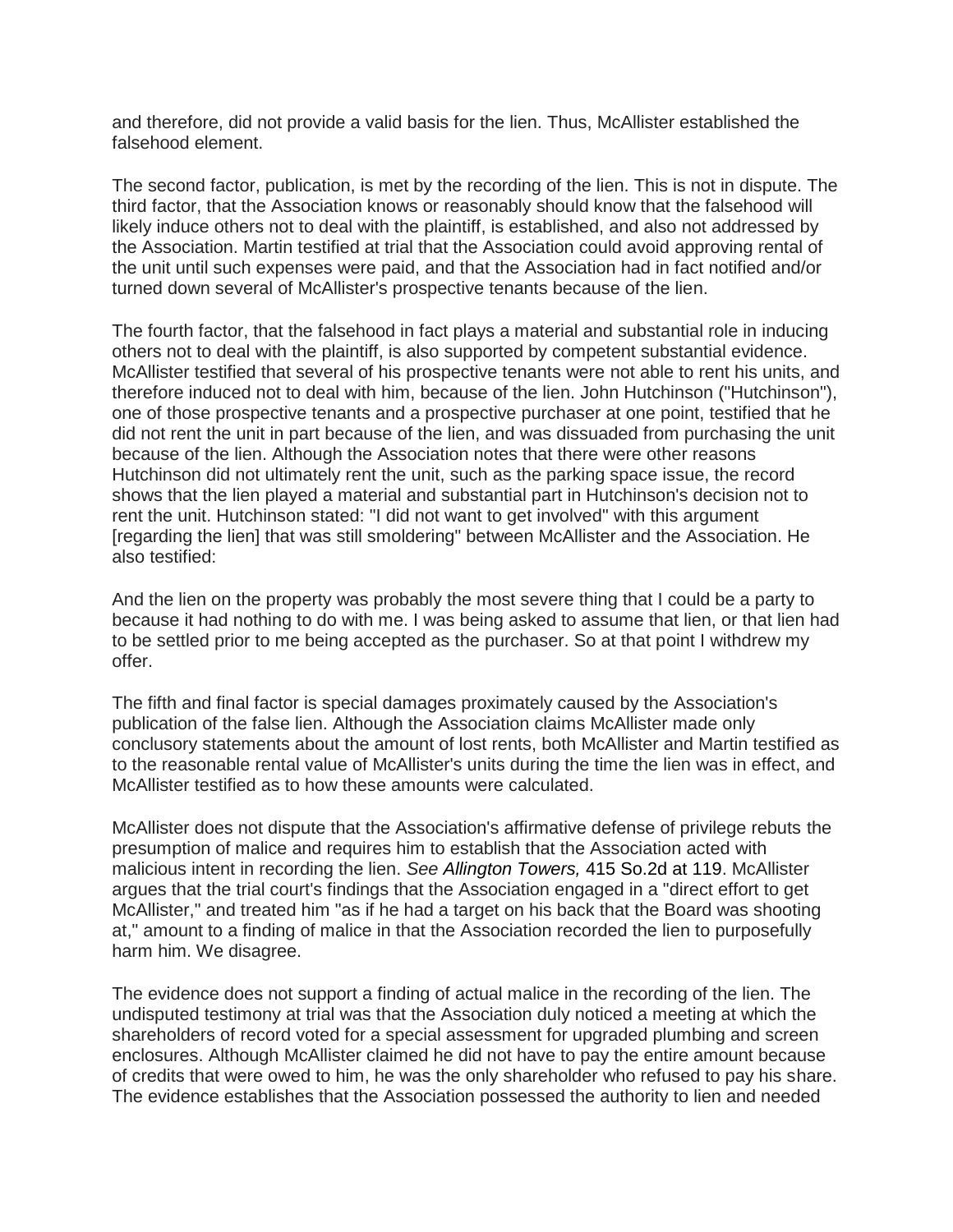and therefore, did not provide a valid basis for the lien. Thus, McAllister established the falsehood element.

The second factor, publication, is met by the recording of the lien. This is not in dispute. The third factor, that the Association knows or reasonably should know that the falsehood will likely induce others not to deal with the plaintiff, is established, and also not addressed by the Association. Martin testified at trial that the Association could avoid approving rental of the unit until such expenses were paid, and that the Association had in fact notified and/or turned down several of McAllister's prospective tenants because of the lien.

The fourth factor, that the falsehood in fact plays a material and substantial role in inducing others not to deal with the plaintiff, is also supported by competent substantial evidence. McAllister testified that several of his prospective tenants were not able to rent his units, and therefore induced not to deal with him, because of the lien. John Hutchinson ("Hutchinson"), one of those prospective tenants and a prospective purchaser at one point, testified that he did not rent the unit in part because of the lien, and was dissuaded from purchasing the unit because of the lien. Although the Association notes that there were other reasons Hutchinson did not ultimately rent the unit, such as the parking space issue, the record shows that the lien played a material and substantial part in Hutchinson's decision not to rent the unit. Hutchinson stated: "I did not want to get involved" with this argument [regarding the lien] that was still smoldering" between McAllister and the Association. He also testified:

And the lien on the property was probably the most severe thing that I could be a party to because it had nothing to do with me. I was being asked to assume that lien, or that lien had to be settled prior to me being accepted as the purchaser. So at that point I withdrew my offer.

The fifth and final factor is special damages proximately caused by the Association's publication of the false lien. Although the Association claims McAllister made only conclusory statements about the amount of lost rents, both McAllister and Martin testified as to the reasonable rental value of McAllister's units during the time the lien was in effect, and McAllister testified as to how these amounts were calculated.

McAllister does not dispute that the Association's affirmative defense of privilege rebuts the presumption of malice and requires him to establish that the Association acted with malicious intent in recording the lien. *See Allington Towers,* 415 So.2d at 119. McAllister argues that the trial court's findings that the Association engaged in a "direct effort to get McAllister," and treated him "as if he had a target on his back that the Board was shooting at," amount to a finding of malice in that the Association recorded the lien to purposefully harm him. We disagree.

The evidence does not support a finding of actual malice in the recording of the lien. The undisputed testimony at trial was that the Association duly noticed a meeting at which the shareholders of record voted for a special assessment for upgraded plumbing and screen enclosures. Although McAllister claimed he did not have to pay the entire amount because of credits that were owed to him, he was the only shareholder who refused to pay his share. The evidence establishes that the Association possessed the authority to lien and needed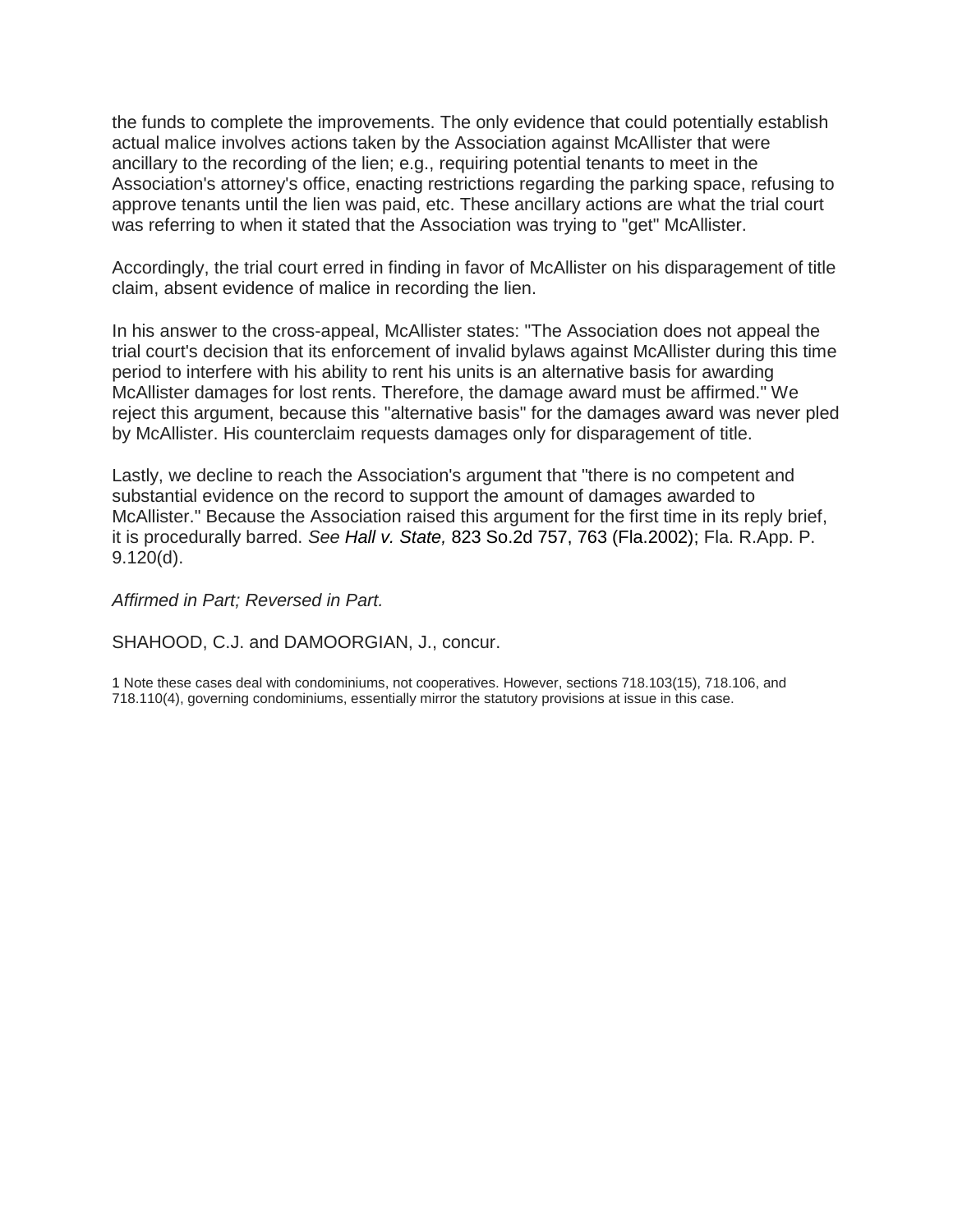the funds to complete the improvements. The only evidence that could potentially establish actual malice involves actions taken by the Association against McAllister that were ancillary to the recording of the lien; e.g., requiring potential tenants to meet in the Association's attorney's office, enacting restrictions regarding the parking space, refusing to approve tenants until the lien was paid, etc. These ancillary actions are what the trial court was referring to when it stated that the Association was trying to "get" McAllister.

Accordingly, the trial court erred in finding in favor of McAllister on his disparagement of title claim, absent evidence of malice in recording the lien.

In his answer to the cross-appeal, McAllister states: "The Association does not appeal the trial court's decision that its enforcement of invalid bylaws against McAllister during this time period to interfere with his ability to rent his units is an alternative basis for awarding McAllister damages for lost rents. Therefore, the damage award must be affirmed." We reject this argument, because this "alternative basis" for the damages award was never pled by McAllister. His counterclaim requests damages only for disparagement of title.

Lastly, we decline to reach the Association's argument that "there is no competent and substantial evidence on the record to support the amount of damages awarded to McAllister." Because the Association raised this argument for the first time in its reply brief, it is procedurally barred. *See Hall v. State,* 823 So.2d 757, 763 (Fla.2002); Fla. R.App. P. 9.120(d).

*Affirmed in Part; Reversed in Part.*

SHAHOOD, C.J. and DAMOORGIAN, J., concur.

1 Note these cases deal with condominiums, not cooperatives. However, sections 718.103(15), 718.106, and 718.110(4), governing condominiums, essentially mirror the statutory provisions at issue in this case.